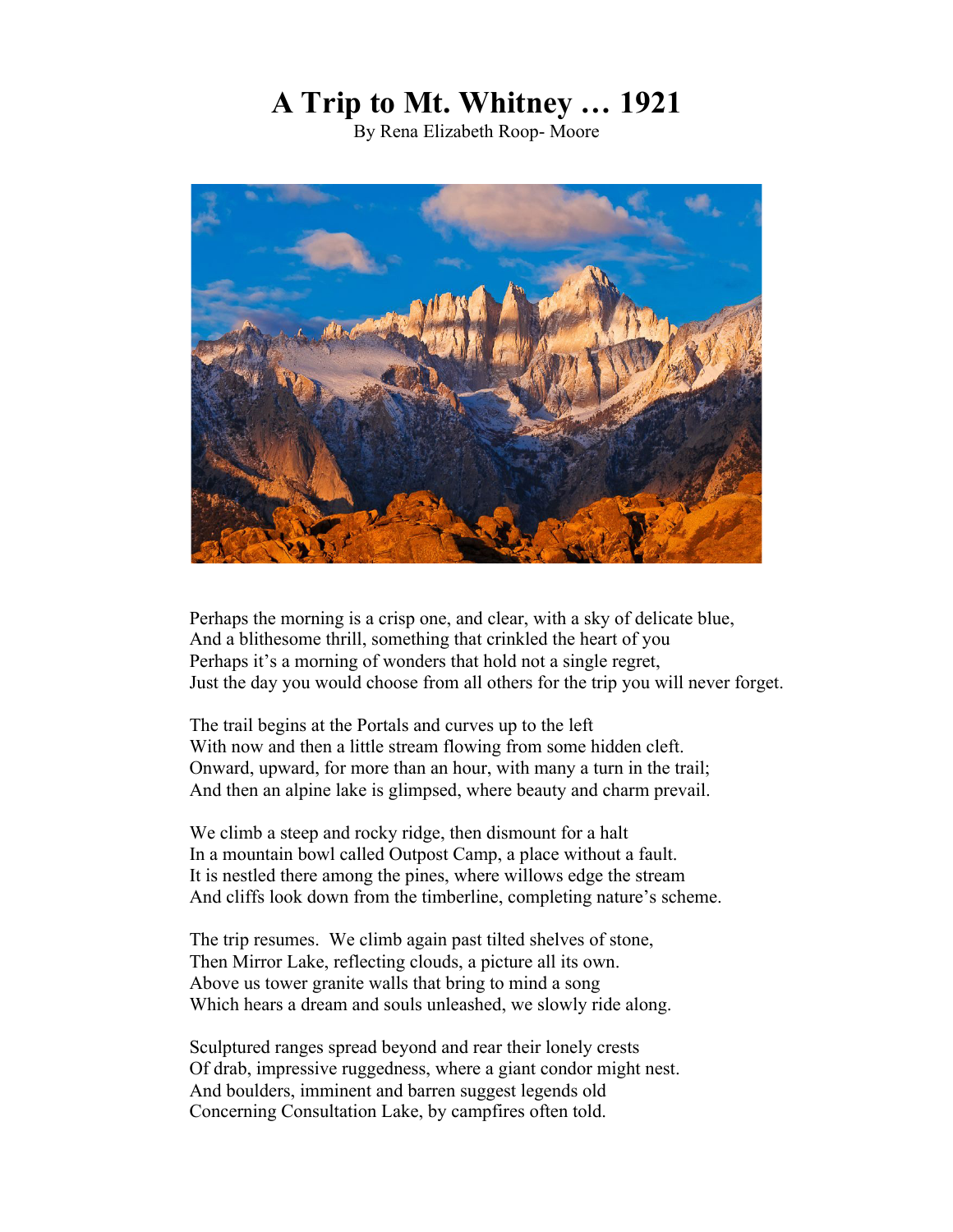# A Trip to Mt. Whitney … 1921

By Rena Elizabeth Roop- Moore

Perhaps the morning is a crisp one, and clear, with a sky of delicate blue,
And a blithesome thrill, something that crinkled the heart of you
Perhaps it's a morning of wonders that hold not a single regret,
Just the day you would choose from all others for the trip you will never forget.

The trail begins at the Portals and curves up to the left
With now and then a little stream flowing from some hidden cleft.
Onward, upward, for more than an hour, with many a turn in the trail;
And then an alpine lake is glimpsed, where beauty and charm prevail.

We climb a steep and rocky ridge, then dismount for a halt
In a mountain bowl called Outpost Camp, a place without a fault.
It is nestled there among the pines, where willows edge the stream
And cliffs look down from the timberline, completing nature's scheme.

The trip resumes. We climb again past tilted shelves of stone,
Then Mirror Lake, reflecting clouds, a picture all its own.
Above us tower granite walls that bring to mind a song
Which hears a dream and souls unleashed, we slowly ride along.

Sculptured ranges spread beyond and rear their lonely crests
Of drab, impressive ruggedness, where a giant condor might nest.
And boulders, imminent and barren suggest legends old
Concerning Consultation Lake, by campfires often told.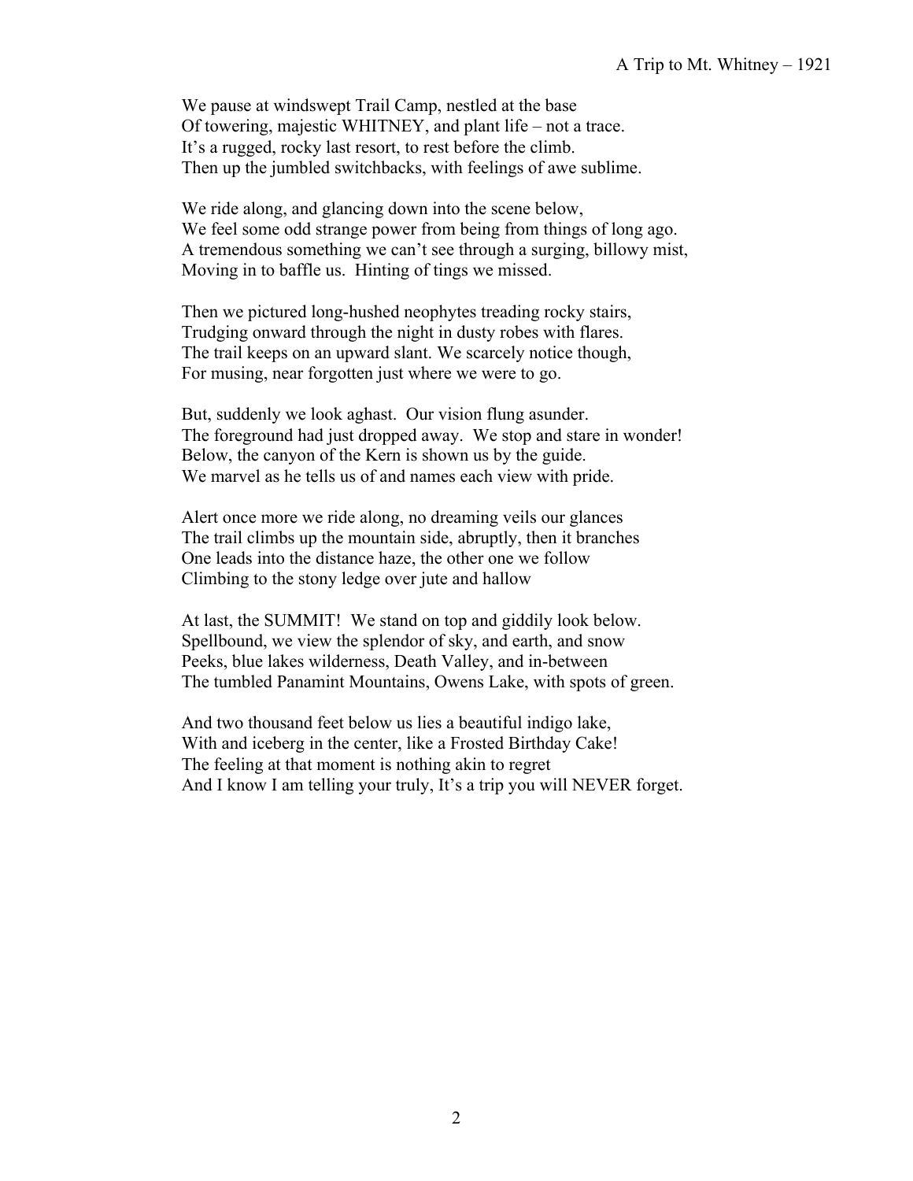We pause at windswept Trail Camp, nestled at the base
Of towering, majestic WHITNEY, and plant life – not a trace.
It's a rugged, rocky last resort, to rest before the climb.
Then up the jumbled switchbacks, with feelings of awe sublime.

We ride along, and glancing down into the scene below,
We feel some odd strange power from being from things of long ago.
A tremendous something we can't see through a surging, billowy mist,
Moving in to baffle us. Hinting of tings we missed.

Then we pictured long-hushed neophytes treading rocky stairs,
Trudging onward through the night in dusty robes with flares.
The trail keeps on an upward slant. We scarcely notice though,
For musing, near forgotten just where we were to go.

But, suddenly we look aghast. Our vision flung asunder.
The foreground had just dropped away. We stop and stare in wonder!
Below, the canyon of the Kern is shown us by the guide.
We marvel as he tells us of and names each view with pride.

Alert once more we ride along, no dreaming veils our glances
The trail climbs up the mountain side, abruptly, then it branches
One leads into the distance haze, the other one we follow
Climbing to the stony ledge over jute and hallow

At last, the SUMMIT! We stand on top and giddily look below.
Spellbound, we view the splendor of sky, and earth, and snow
Peeks, blue lakes wilderness, Death Valley, and in-between
The tumbled Panamint Mountains, Owens Lake, with spots of green.

And two thousand feet below us lies a beautiful indigo lake,
With and iceberg in the center, like a Frosted Birthday Cake!
The feeling at that moment is nothing akin to regret
And I know I am telling your truly, It's a trip you will NEVER forget.